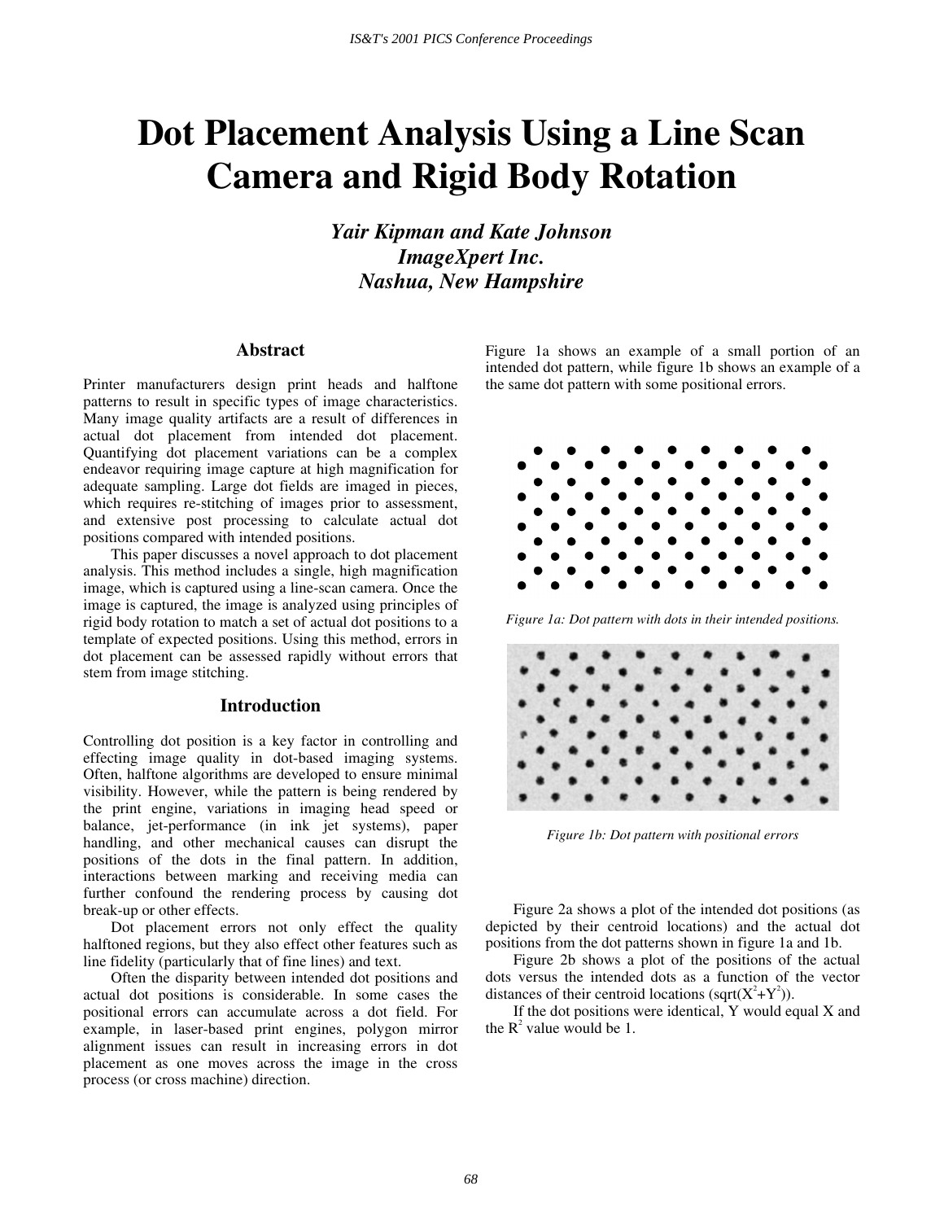# Dot Placement Analysis Using a Line Scan Camera and Rigid Body Rotation

***Yair Kipman and Kate Johnson***
***ImageXpert Inc.***
***Nashua, New Hampshire***

## Abstract

Printer manufacturers design print heads and halftone patterns to result in specific types of image characteristics. Many image quality artifacts are a result of differences in actual dot placement from intended dot placement. Quantifying dot placement variations can be a complex endeavor requiring image capture at high magnification for adequate sampling. Large dot fields are imaged in pieces, which requires re-stitching of images prior to assessment, and extensive post processing to calculate actual dot positions compared with intended positions.

This paper discusses a novel approach to dot placement analysis. This method includes a single, high magnification image, which is captured using a line-scan camera. Once the image is captured, the image is analyzed using principles of rigid body rotation to match a set of actual dot positions to a template of expected positions. Using this method, errors in dot placement can be assessed rapidly without errors that stem from image stitching.

## Introduction

Controlling dot position is a key factor in controlling and effecting image quality in dot-based imaging systems. Often, halftone algorithms are developed to ensure minimal visibility. However, while the pattern is being rendered by the print engine, variations in imaging head speed or balance, jet-performance (in ink jet systems), paper handling, and other mechanical causes can disrupt the positions of the dots in the final pattern. In addition, interactions between marking and receiving media can further confound the rendering process by causing dot break-up or other effects.

Dot placement errors not only effect the quality halftoned regions, but they also effect other features such as line fidelity (particularly that of fine lines) and text.

Often the disparity between intended dot positions and actual dot positions is considerable. In some cases the positional errors can accumulate across a dot field. For example, in laser-based print engines, polygon mirror alignment issues can result in increasing errors in dot placement as one moves across the image in the cross process (or cross machine) direction.

Figure 1a shows an example of a small portion of an intended dot pattern, while figure 1b shows an example of a the same dot pattern with some positional errors.

*Figure 1a: Dot pattern with dots in their intended positions.*

*Figure 1b: Dot pattern with positional errors*

Figure 2a shows a plot of the intended dot positions (as depicted by their centroid locations) and the actual dot positions from the dot patterns shown in figure 1a and 1b.

Figure 2b shows a plot of the positions of the actual dots versus the intended dots as a function of the vector distances of their centroid locations ($\text{sqrt}(X^2+Y^2)$).

If the dot positions were identical, Y would equal X and the $R^2$ value would be 1.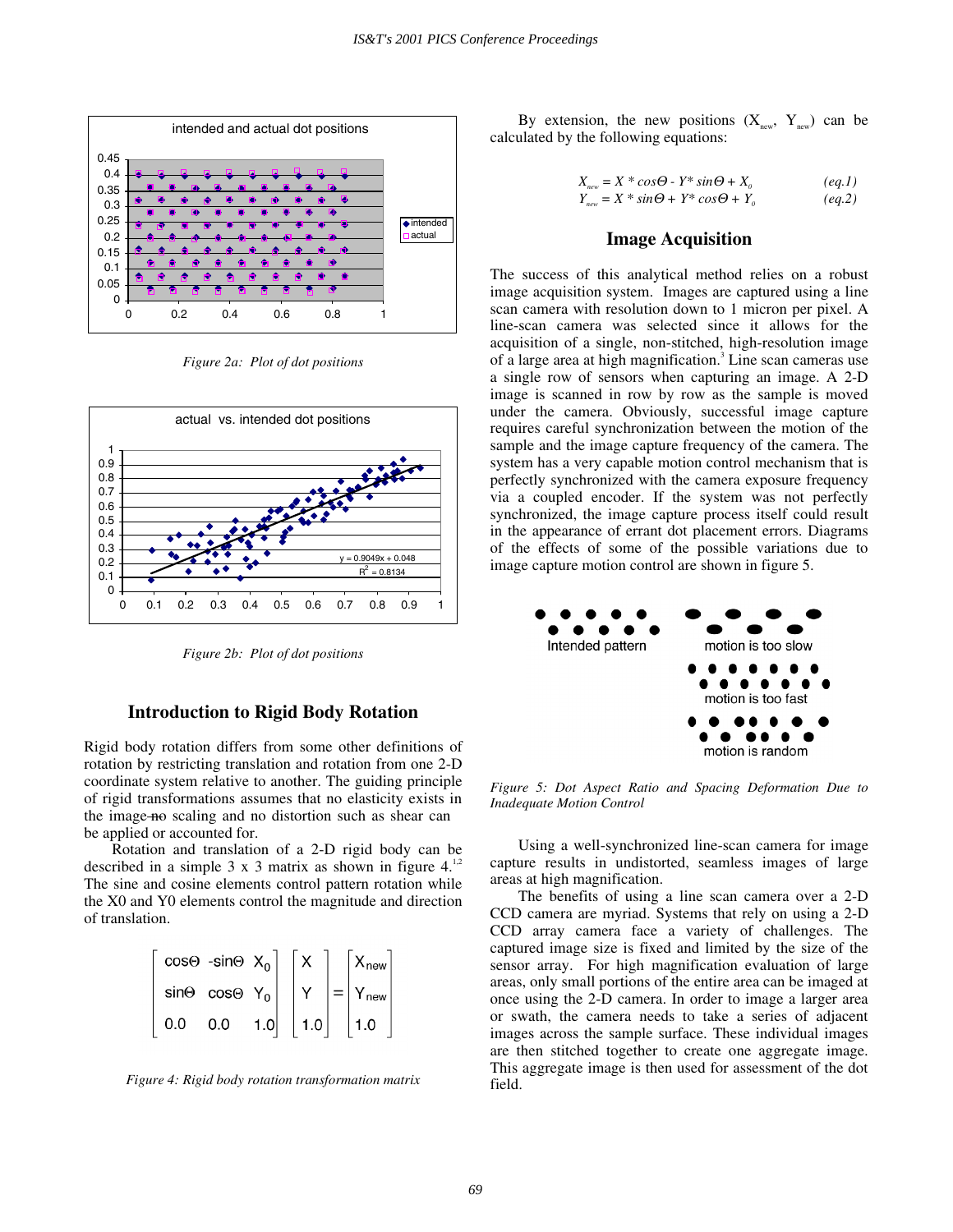Figure 2a: Plot of dot positions

Figure 2b: Plot of dot positions

## Introduction to Rigid Body Rotation

Rigid body rotation differs from some other definitions of rotation by restricting translation and rotation from one 2-D coordinate system relative to another. The guiding principle of rigid transformations assumes that no elasticity exists in the image ~~no~~ scaling and no distortion such as shear can be applied or accounted for.

Rotation and translation of a 2-D rigid body can be described in a simple 3 x 3 matrix as shown in figure 4.[1,2] The sine and cosine elements control pattern rotation while the X0 and Y0 elements control the magnitude and direction of translation.

$$\begin{bmatrix} \cos\Theta & -\sin\Theta & X_0 \\ \sin\Theta & \cos\Theta & Y_0 \\ 0.0 & 0.0 & 1.0 \end{bmatrix} \begin{bmatrix} X \\ Y \\ 1.0 \end{bmatrix} = \begin{bmatrix} X_{new} \\ Y_{new} \\ 1.0 \end{bmatrix}$$

*Figure 4: Rigid body rotation transformation matrix*

By extension, the new positions ($X_{new}$, $Y_{new}$) can be calculated by the following equations:

$$X_{new} = X * \cos\Theta - Y * \sin\Theta + X_0 \qquad (eq.1)$$

$$Y_{new} = X * \sin\Theta + Y * \cos\Theta + Y_0 \qquad (eq.2)$$

## Image Acquisition

The success of this analytical method relies on a robust image acquisition system. Images are captured using a line scan camera with resolution down to 1 micron per pixel. A line-scan camera was selected since it allows for the acquisition of a single, non-stitched, high-resolution image of a large area at high magnification.[3] Line scan cameras use a single row of sensors when capturing an image. A 2-D image is scanned in row by row as the sample is moved under the camera. Obviously, successful image capture requires careful synchronization between the motion of the sample and the image capture frequency of the camera. The system has a very capable motion control mechanism that is perfectly synchronized with the camera exposure frequency via a coupled encoder. If the system was not perfectly synchronized, the image capture process itself could result in the appearance of errant dot placement errors. Diagrams of the effects of some of the possible variations due to image capture motion control are shown in figure 5.

*Figure 5: Dot Aspect Ratio and Spacing Deformation Due to Inadequate Motion Control*

Using a well-synchronized line-scan camera for image capture results in undistorted, seamless images of large areas at high magnification.

The benefits of using a line scan camera over a 2-D CCD camera are myriad. Systems that rely on using a 2-D CCD array camera face a variety of challenges. The captured image size is fixed and limited by the size of the sensor array. For high magnification evaluation of large areas, only small portions of the entire area can be imaged at once using the 2-D camera. In order to image a larger area or swath, the camera needs to take a series of adjacent images across the sample surface. These individual images are then stitched together to create one aggregate image. This aggregate image is then used for assessment of the dot field.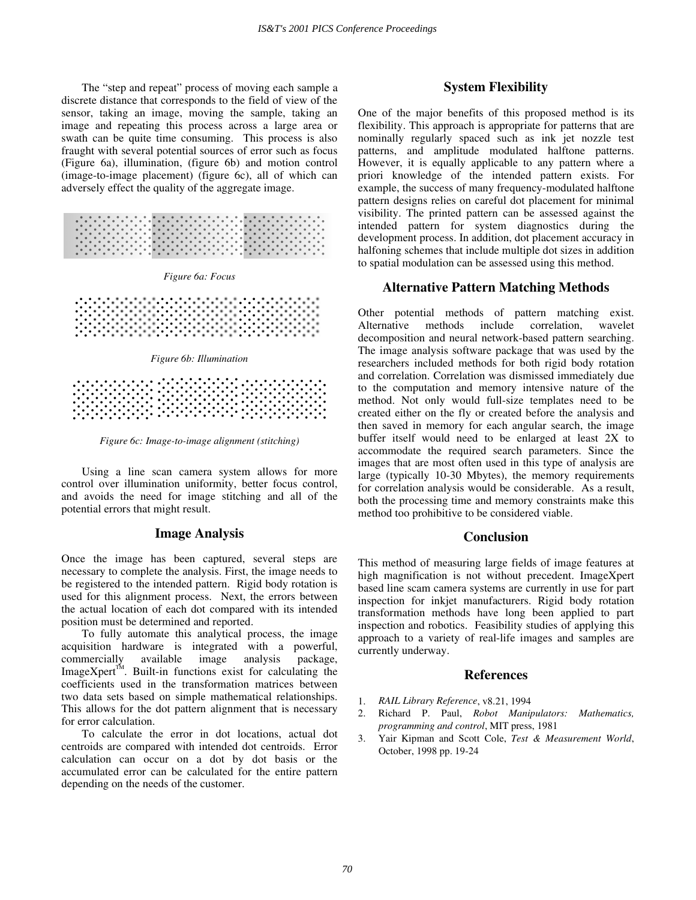The "step and repeat" process of moving each sample a discrete distance that corresponds to the field of view of the sensor, taking an image, moving the sample, taking an image and repeating this process across a large area or swath can be quite time consuming. This process is also fraught with several potential sources of error such as focus (Figure 6a), illumination, (figure 6b) and motion control (image-to-image placement) (figure 6c), all of which can adversely effect the quality of the aggregate image.

*Figure 6a: Focus*

*Figure 6b: Illumination*

*Figure 6c: Image-to-image alignment (stitching)*

Using a line scan camera system allows for more control over illumination uniformity, better focus control, and avoids the need for image stitching and all of the potential errors that might result.

## Image Analysis

Once the image has been captured, several steps are necessary to complete the analysis. First, the image needs to be registered to the intended pattern. Rigid body rotation is used for this alignment process. Next, the errors between the actual location of each dot compared with its intended position must be determined and reported.

To fully automate this analytical process, the image acquisition hardware is integrated with a powerful, commercially available image analysis package, ImageXpert™. Built-in functions exist for calculating the coefficients used in the transformation matrices between two data sets based on simple mathematical relationships. This allows for the dot pattern alignment that is necessary for error calculation.

To calculate the error in dot locations, actual dot centroids are compared with intended dot centroids. Error calculation can occur on a dot by dot basis or the accumulated error can be calculated for the entire pattern depending on the needs of the customer.

## System Flexibility

One of the major benefits of this proposed method is its flexibility. This approach is appropriate for patterns that are nominally regularly spaced such as ink jet nozzle test patterns, and amplitude modulated halftone patterns. However, it is equally applicable to any pattern where a priori knowledge of the intended pattern exists. For example, the success of many frequency-modulated halftone pattern designs relies on careful dot placement for minimal visibility. The printed pattern can be assessed against the intended pattern for system diagnostics during the development process. In addition, dot placement accuracy in halfoning schemes that include multiple dot sizes in addition to spatial modulation can be assessed using this method.

## Alternative Pattern Matching Methods

Other potential methods of pattern matching exist. Alternative methods include correlation, wavelet decomposition and neural network-based pattern searching. The image analysis software package that was used by the researchers included methods for both rigid body rotation and correlation. Correlation was dismissed immediately due to the computation and memory intensive nature of the method. Not only would full-size templates need to be created either on the fly or created before the analysis and then saved in memory for each angular search, the image buffer itself would need to be enlarged at least 2X to accommodate the required search parameters. Since the images that are most often used in this type of analysis are large (typically 10-30 Mbytes), the memory requirements for correlation analysis would be considerable. As a result, both the processing time and memory constraints make this method too prohibitive to be considered viable.

## Conclusion

This method of measuring large fields of image features at high magnification is not without precedent. ImageXpert based line scam camera systems are currently in use for part inspection for inkjet manufacturers. Rigid body rotation transformation methods have long been applied to part inspection and robotics. Feasibility studies of applying this approach to a variety of real-life images and samples are currently underway.

## References

1. *RAIL Library Reference*, v8.21, 1994
2. Richard P. Paul, *Robot Manipulators: Mathematics, programming and control*, MIT press, 1981
3. Yair Kipman and Scott Cole, *Test & Measurement World*, October, 1998 pp. 19-24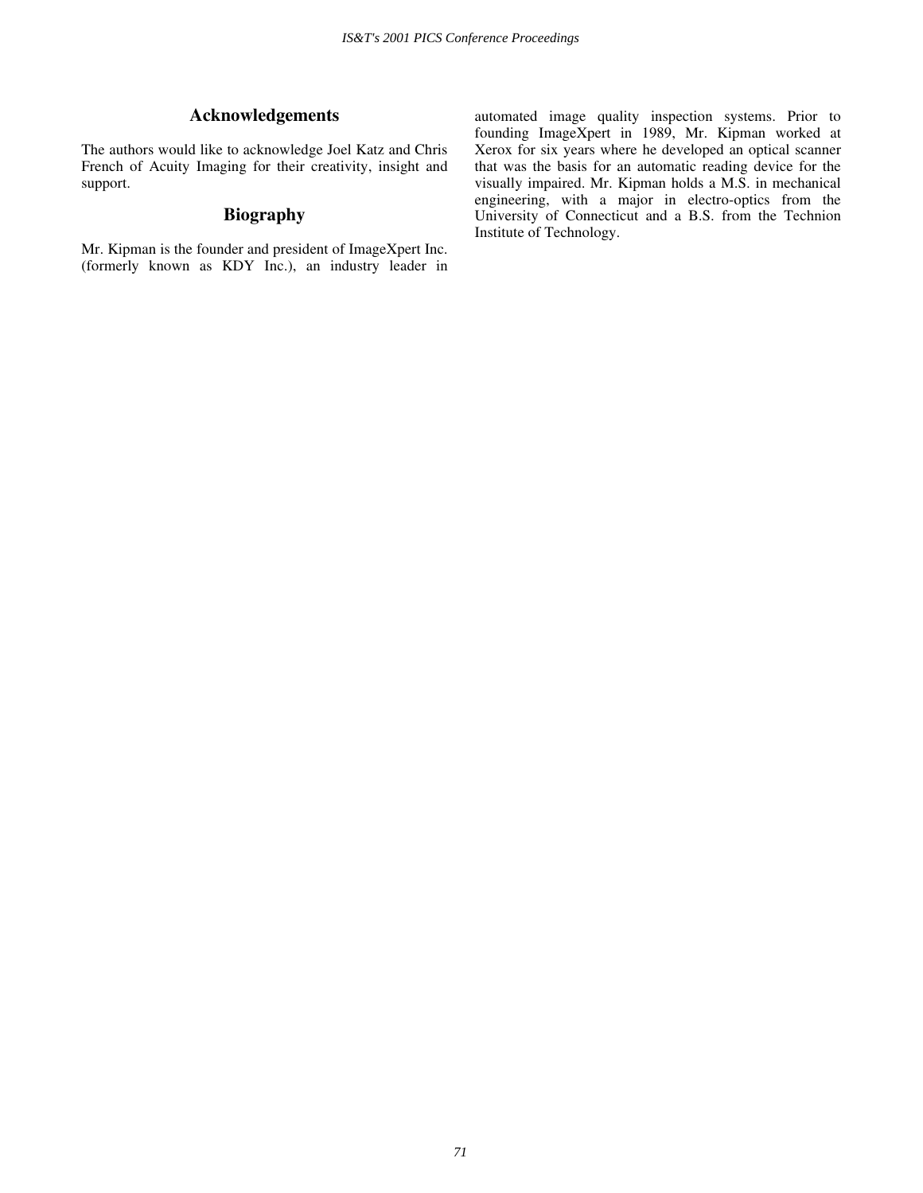## Acknowledgements

The authors would like to acknowledge Joel Katz and Chris French of Acuity Imaging for their creativity, insight and support.

## Biography

Mr. Kipman is the founder and president of ImageXpert Inc. (formerly known as KDY Inc.), an industry leader in automated image quality inspection systems. Prior to founding ImageXpert in 1989, Mr. Kipman worked at Xerox for six years where he developed an optical scanner that was the basis for an automatic reading device for the visually impaired. Mr. Kipman holds a M.S. in mechanical engineering, with a major in electro-optics from the University of Connecticut and a B.S. from the Technion Institute of Technology.